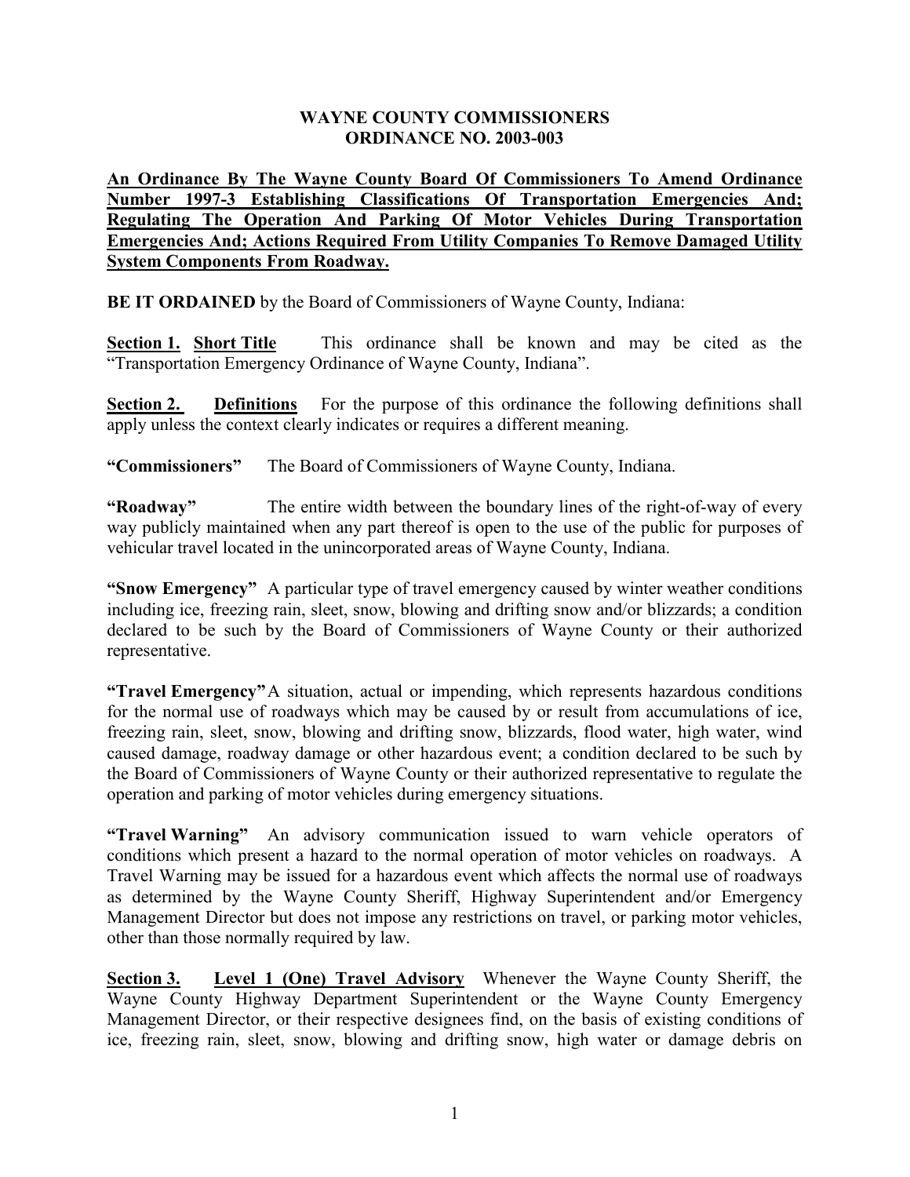**WAYNE COUNTY COMMISSIONERS**
**ORDINANCE NO. 2003-003**

**An Ordinance By The Wayne County Board Of Commissioners To Amend Ordinance Number 1997-3 Establishing Classifications Of Transportation Emergencies And; Regulating The Operation And Parking Of Motor Vehicles During Transportation Emergencies And; Actions Required From Utility Companies To Remove Damaged Utility System Components From Roadway.**

**BE IT ORDAINED** by the Board of Commissioners of Wayne County, Indiana:

**Section 1. Short Title** This ordinance shall be known and may be cited as the "Transportation Emergency Ordinance of Wayne County, Indiana".

**Section 2. Definitions** For the purpose of this ordinance the following definitions shall apply unless the context clearly indicates or requires a different meaning.

**"Commissioners"** The Board of Commissioners of Wayne County, Indiana.

**"Roadway"** The entire width between the boundary lines of the right-of-way of every way publicly maintained when any part thereof is open to the use of the public for purposes of vehicular travel located in the unincorporated areas of Wayne County, Indiana.

**"Snow Emergency"** A particular type of travel emergency caused by winter weather conditions including ice, freezing rain, sleet, snow, blowing and drifting snow and/or blizzards; a condition declared to be such by the Board of Commissioners of Wayne County or their authorized representative.

**"Travel Emergency"** A situation, actual or impending, which represents hazardous conditions for the normal use of roadways which may be caused by or result from accumulations of ice, freezing rain, sleet, snow, blowing and drifting snow, blizzards, flood water, high water, wind caused damage, roadway damage or other hazardous event; a condition declared to be such by the Board of Commissioners of Wayne County or their authorized representative to regulate the operation and parking of motor vehicles during emergency situations.

**"Travel Warning"** An advisory communication issued to warn vehicle operators of conditions which present a hazard to the normal operation of motor vehicles on roadways. A Travel Warning may be issued for a hazardous event which affects the normal use of roadways as determined by the Wayne County Sheriff, Highway Superintendent and/or Emergency Management Director but does not impose any restrictions on travel, or parking motor vehicles, other than those normally required by law.

**Section 3. Level 1 (One) Travel Advisory** Whenever the Wayne County Sheriff, the Wayne County Highway Department Superintendent or the Wayne County Emergency Management Director, or their respective designees find, on the basis of existing conditions of ice, freezing rain, sleet, snow, blowing and drifting snow, high water or damage debris on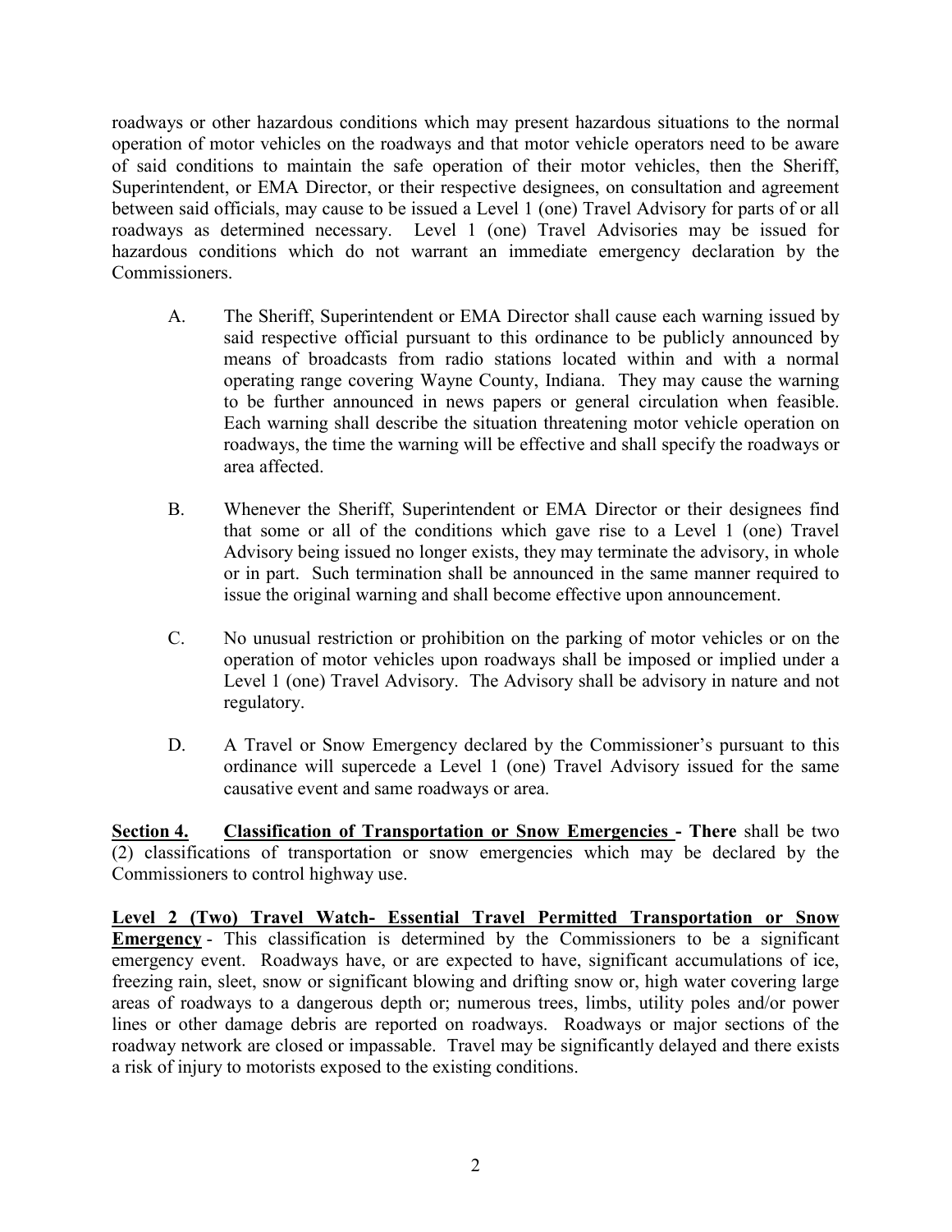roadways or other hazardous conditions which may present hazardous situations to the normal operation of motor vehicles on the roadways and that motor vehicle operators need to be aware of said conditions to maintain the safe operation of their motor vehicles, then the Sheriff, Superintendent, or EMA Director, or their respective designees, on consultation and agreement between said officials, may cause to be issued a Level 1 (one) Travel Advisory for parts of or all roadways as determined necessary. Level 1 (one) Travel Advisories may be issued for hazardous conditions which do not warrant an immediate emergency declaration by the Commissioners.

A. The Sheriff, Superintendent or EMA Director shall cause each warning issued by said respective official pursuant to this ordinance to be publicly announced by means of broadcasts from radio stations located within and with a normal operating range covering Wayne County, Indiana. They may cause the warning to be further announced in news papers or general circulation when feasible. Each warning shall describe the situation threatening motor vehicle operation on roadways, the time the warning will be effective and shall specify the roadways or area affected.

B. Whenever the Sheriff, Superintendent or EMA Director or their designees find that some or all of the conditions which gave rise to a Level 1 (one) Travel Advisory being issued no longer exists, they may terminate the advisory, in whole or in part. Such termination shall be announced in the same manner required to issue the original warning and shall become effective upon announcement.

C. No unusual restriction or prohibition on the parking of motor vehicles or on the operation of motor vehicles upon roadways shall be imposed or implied under a Level 1 (one) Travel Advisory. The Advisory shall be advisory in nature and not regulatory.

D. A Travel or Snow Emergency declared by the Commissioner's pursuant to this ordinance will supercede a Level 1 (one) Travel Advisory issued for the same causative event and same roadways or area.

**<u>Section 4.</u>** **<u>Classification of Transportation or Snow Emergencies</u> - There** shall be two (2) classifications of transportation or snow emergencies which may be declared by the Commissioners to control highway use.

**<u>Level 2 (Two) Travel Watch- Essential Travel Permitted Transportation or Snow Emergency</u>** - This classification is determined by the Commissioners to be a significant emergency event. Roadways have, or are expected to have, significant accumulations of ice, freezing rain, sleet, snow or significant blowing and drifting snow or, high water covering large areas of roadways to a dangerous depth or; numerous trees, limbs, utility poles and/or power lines or other damage debris are reported on roadways. Roadways or major sections of the roadway network are closed or impassable. Travel may be significantly delayed and there exists a risk of injury to motorists exposed to the existing conditions.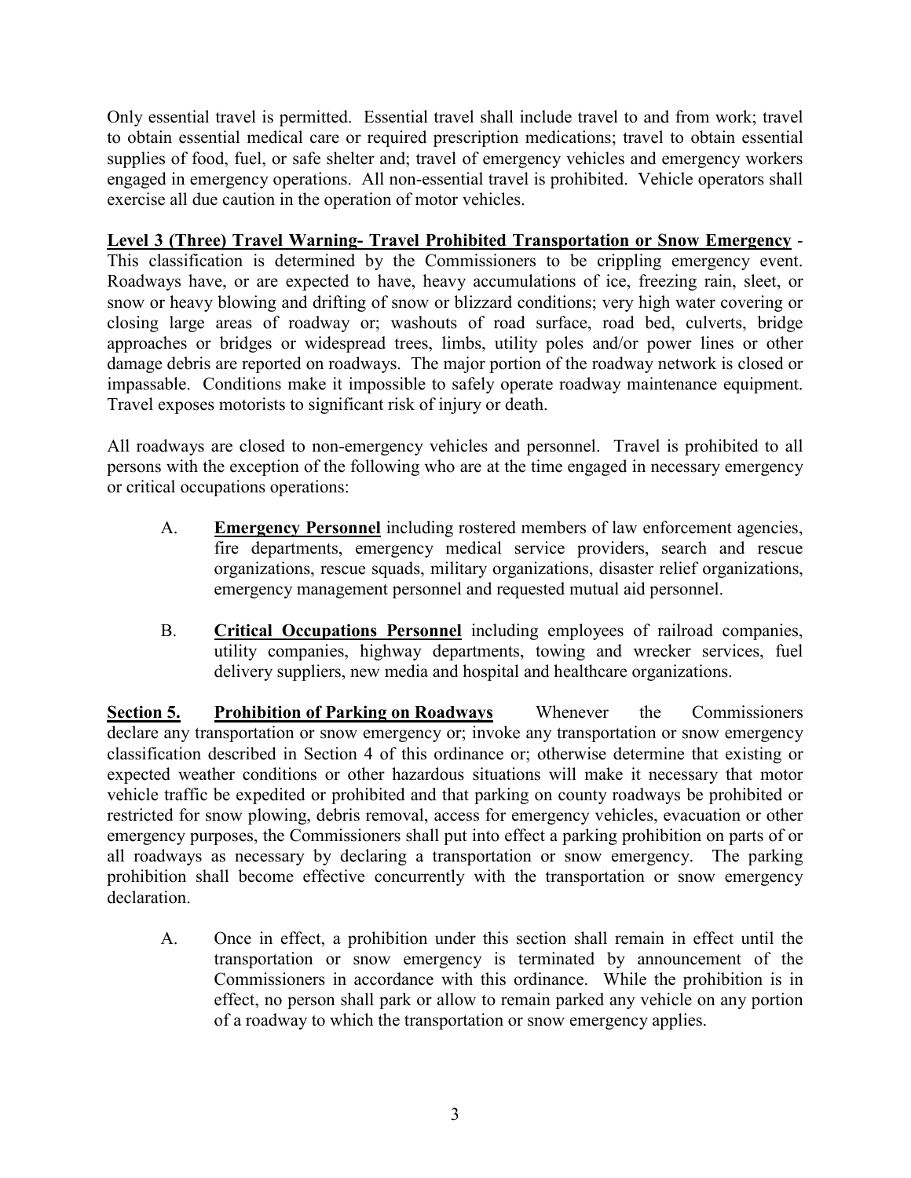Only essential travel is permitted. Essential travel shall include travel to and from work; travel to obtain essential medical care or required prescription medications; travel to obtain essential supplies of food, fuel, or safe shelter and; travel of emergency vehicles and emergency workers engaged in emergency operations. All non-essential travel is prohibited. Vehicle operators shall exercise all due caution in the operation of motor vehicles.

**Level 3 (Three) Travel Warning- Travel Prohibited Transportation or Snow Emergency** - This classification is determined by the Commissioners to be crippling emergency event. Roadways have, or are expected to have, heavy accumulations of ice, freezing rain, sleet, or snow or heavy blowing and drifting of snow or blizzard conditions; very high water covering or closing large areas of roadway or; washouts of road surface, road bed, culverts, bridge approaches or bridges or widespread trees, limbs, utility poles and/or power lines or other damage debris are reported on roadways. The major portion of the roadway network is closed or impassable. Conditions make it impossible to safely operate roadway maintenance equipment. Travel exposes motorists to significant risk of injury or death.

All roadways are closed to non-emergency vehicles and personnel. Travel is prohibited to all persons with the exception of the following who are at the time engaged in necessary emergency or critical occupations operations:

A. **Emergency Personnel** including rostered members of law enforcement agencies, fire departments, emergency medical service providers, search and rescue organizations, rescue squads, military organizations, disaster relief organizations, emergency management personnel and requested mutual aid personnel.

B. **Critical Occupations Personnel** including employees of railroad companies, utility companies, highway departments, towing and wrecker services, fuel delivery suppliers, new media and hospital and healthcare organizations.

**Section 5. Prohibition of Parking on Roadways** Whenever the Commissioners declare any transportation or snow emergency or; invoke any transportation or snow emergency classification described in Section 4 of this ordinance or; otherwise determine that existing or expected weather conditions or other hazardous situations will make it necessary that motor vehicle traffic be expedited or prohibited and that parking on county roadways be prohibited or restricted for snow plowing, debris removal, access for emergency vehicles, evacuation or other emergency purposes, the Commissioners shall put into effect a parking prohibition on parts of or all roadways as necessary by declaring a transportation or snow emergency. The parking prohibition shall become effective concurrently with the transportation or snow emergency declaration.

A. Once in effect, a prohibition under this section shall remain in effect until the transportation or snow emergency is terminated by announcement of the Commissioners in accordance with this ordinance. While the prohibition is in effect, no person shall park or allow to remain parked any vehicle on any portion of a roadway to which the transportation or snow emergency applies.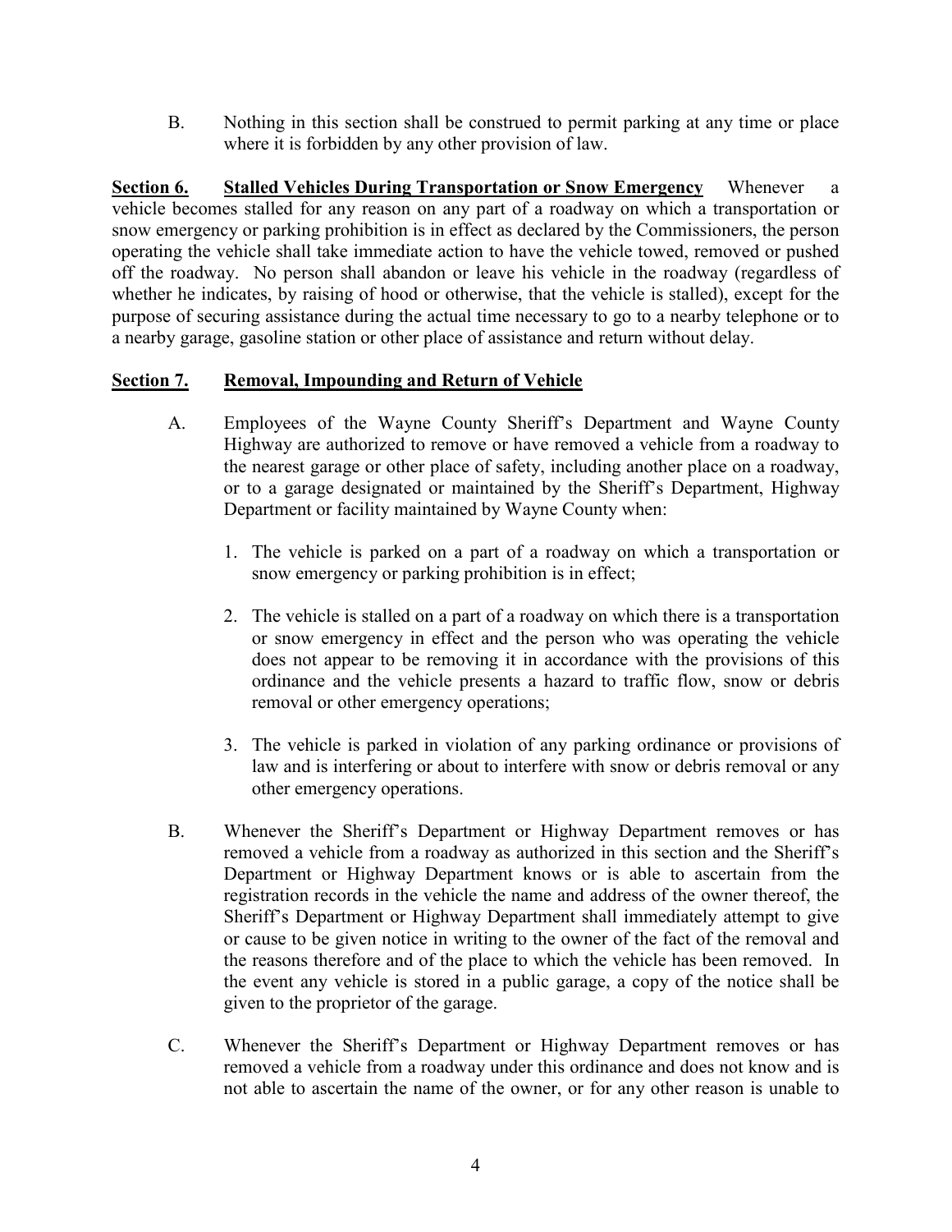B. Nothing in this section shall be construed to permit parking at any time or place where it is forbidden by any other provision of law.

**Section 6. Stalled Vehicles During Transportation or Snow Emergency** Whenever a vehicle becomes stalled for any reason on any part of a roadway on which a transportation or snow emergency or parking prohibition is in effect as declared by the Commissioners, the person operating the vehicle shall take immediate action to have the vehicle towed, removed or pushed off the roadway. No person shall abandon or leave his vehicle in the roadway (regardless of whether he indicates, by raising of hood or otherwise, that the vehicle is stalled), except for the purpose of securing assistance during the actual time necessary to go to a nearby telephone or to a nearby garage, gasoline station or other place of assistance and return without delay.

**Section 7. Removal, Impounding and Return of Vehicle**

A. Employees of the Wayne County Sheriff's Department and Wayne County Highway are authorized to remove or have removed a vehicle from a roadway to the nearest garage or other place of safety, including another place on a roadway, or to a garage designated or maintained by the Sheriff's Department, Highway Department or facility maintained by Wayne County when:

1. The vehicle is parked on a part of a roadway on which a transportation or snow emergency or parking prohibition is in effect;

2. The vehicle is stalled on a part of a roadway on which there is a transportation or snow emergency in effect and the person who was operating the vehicle does not appear to be removing it in accordance with the provisions of this ordinance and the vehicle presents a hazard to traffic flow, snow or debris removal or other emergency operations;

3. The vehicle is parked in violation of any parking ordinance or provisions of law and is interfering or about to interfere with snow or debris removal or any other emergency operations.

B. Whenever the Sheriff's Department or Highway Department removes or has removed a vehicle from a roadway as authorized in this section and the Sheriff's Department or Highway Department knows or is able to ascertain from the registration records in the vehicle the name and address of the owner thereof, the Sheriff's Department or Highway Department shall immediately attempt to give or cause to be given notice in writing to the owner of the fact of the removal and the reasons therefore and of the place to which the vehicle has been removed. In the event any vehicle is stored in a public garage, a copy of the notice shall be given to the proprietor of the garage.

C. Whenever the Sheriff's Department or Highway Department removes or has removed a vehicle from a roadway under this ordinance and does not know and is not able to ascertain the name of the owner, or for any other reason is unable to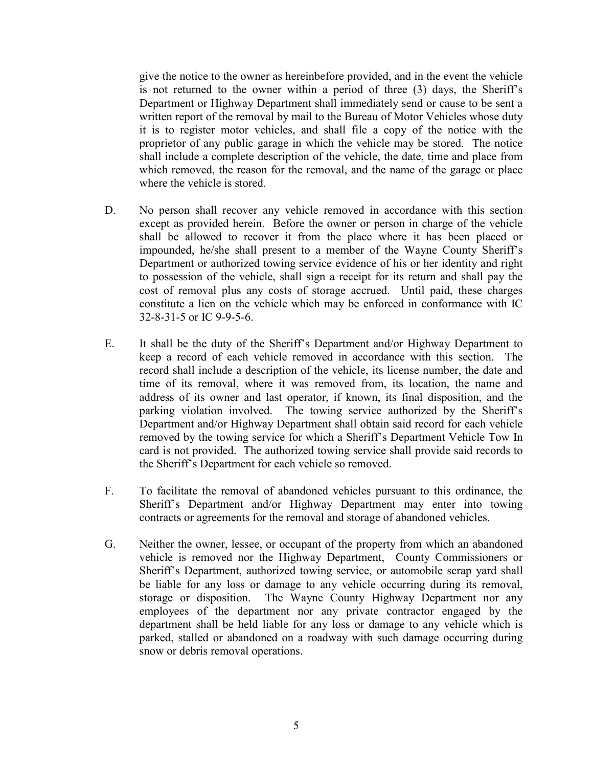give the notice to the owner as hereinbefore provided, and in the event the vehicle is not returned to the owner within a period of three (3) days, the Sheriff's Department or Highway Department shall immediately send or cause to be sent a written report of the removal by mail to the Bureau of Motor Vehicles whose duty it is to register motor vehicles, and shall file a copy of the notice with the proprietor of any public garage in which the vehicle may be stored. The notice shall include a complete description of the vehicle, the date, time and place from which removed, the reason for the removal, and the name of the garage or place where the vehicle is stored.

D. No person shall recover any vehicle removed in accordance with this section except as provided herein. Before the owner or person in charge of the vehicle shall be allowed to recover it from the place where it has been placed or impounded, he/she shall present to a member of the Wayne County Sheriff's Department or authorized towing service evidence of his or her identity and right to possession of the vehicle, shall sign a receipt for its return and shall pay the cost of removal plus any costs of storage accrued. Until paid, these charges constitute a lien on the vehicle which may be enforced in conformance with IC 32-8-31-5 or IC 9-9-5-6.

E. It shall be the duty of the Sheriff's Department and/or Highway Department to keep a record of each vehicle removed in accordance with this section. The record shall include a description of the vehicle, its license number, the date and time of its removal, where it was removed from, its location, the name and address of its owner and last operator, if known, its final disposition, and the parking violation involved. The towing service authorized by the Sheriff's Department and/or Highway Department shall obtain said record for each vehicle removed by the towing service for which a Sheriff's Department Vehicle Tow In card is not provided. The authorized towing service shall provide said records to the Sheriff's Department for each vehicle so removed.

F. To facilitate the removal of abandoned vehicles pursuant to this ordinance, the Sheriff's Department and/or Highway Department may enter into towing contracts or agreements for the removal and storage of abandoned vehicles.

G. Neither the owner, lessee, or occupant of the property from which an abandoned vehicle is removed nor the Highway Department, County Commissioners or Sheriff's Department, authorized towing service, or automobile scrap yard shall be liable for any loss or damage to any vehicle occurring during its removal, storage or disposition. The Wayne County Highway Department nor any employees of the department nor any private contractor engaged by the department shall be held liable for any loss or damage to any vehicle which is parked, stalled or abandoned on a roadway with such damage occurring during snow or debris removal operations.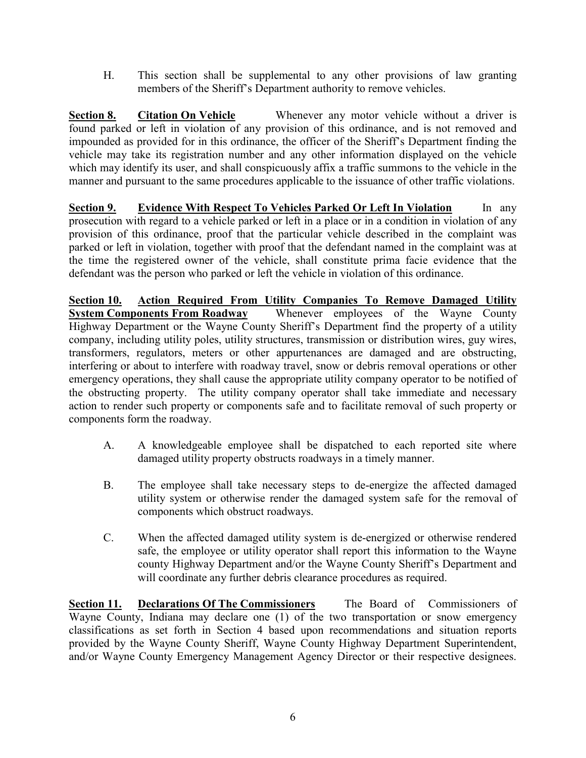H. This section shall be supplemental to any other provisions of law granting members of the Sheriff's Department authority to remove vehicles.

**Section 8. Citation On Vehicle** Whenever any motor vehicle without a driver is found parked or left in violation of any provision of this ordinance, and is not removed and impounded as provided for in this ordinance, the officer of the Sheriff's Department finding the vehicle may take its registration number and any other information displayed on the vehicle which may identify its user, and shall conspicuously affix a traffic summons to the vehicle in the manner and pursuant to the same procedures applicable to the issuance of other traffic violations.

**Section 9. Evidence With Respect To Vehicles Parked Or Left In Violation** In any prosecution with regard to a vehicle parked or left in a place or in a condition in violation of any provision of this ordinance, proof that the particular vehicle described in the complaint was parked or left in violation, together with proof that the defendant named in the complaint was at the time the registered owner of the vehicle, shall constitute prima facie evidence that the defendant was the person who parked or left the vehicle in violation of this ordinance.

**Section 10. Action Required From Utility Companies To Remove Damaged Utility System Components From Roadway** Whenever employees of the Wayne County Highway Department or the Wayne County Sheriff's Department find the property of a utility company, including utility poles, utility structures, transmission or distribution wires, guy wires, transformers, regulators, meters or other appurtenances are damaged and are obstructing, interfering or about to interfere with roadway travel, snow or debris removal operations or other emergency operations, they shall cause the appropriate utility company operator to be notified of the obstructing property. The utility company operator shall take immediate and necessary action to render such property or components safe and to facilitate removal of such property or components form the roadway.

A. A knowledgeable employee shall be dispatched to each reported site where damaged utility property obstructs roadways in a timely manner.

B. The employee shall take necessary steps to de-energize the affected damaged utility system or otherwise render the damaged system safe for the removal of components which obstruct roadways.

C. When the affected damaged utility system is de-energized or otherwise rendered safe, the employee or utility operator shall report this information to the Wayne county Highway Department and/or the Wayne County Sheriff's Department and will coordinate any further debris clearance procedures as required.

**Section 11. Declarations Of The Commissioners** The Board of Commissioners of Wayne County, Indiana may declare one (1) of the two transportation or snow emergency classifications as set forth in Section 4 based upon recommendations and situation reports provided by the Wayne County Sheriff, Wayne County Highway Department Superintendent, and/or Wayne County Emergency Management Agency Director or their respective designees.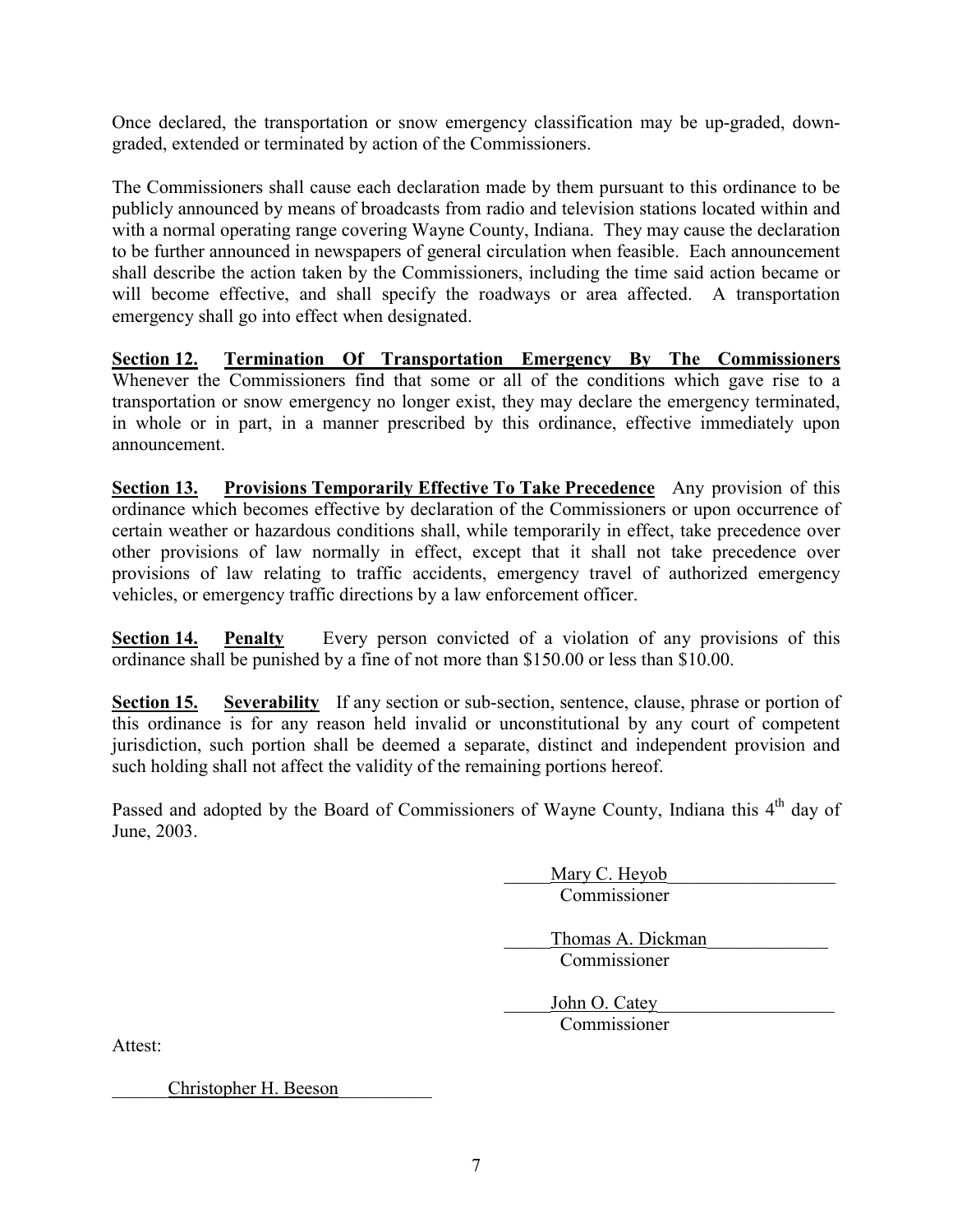Once declared, the transportation or snow emergency classification may be up-graded, down-graded, extended or terminated by action of the Commissioners.

The Commissioners shall cause each declaration made by them pursuant to this ordinance to be publicly announced by means of broadcasts from radio and television stations located within and with a normal operating range covering Wayne County, Indiana. They may cause the declaration to be further announced in newspapers of general circulation when feasible. Each announcement shall describe the action taken by the Commissioners, including the time said action became or will become effective, and shall specify the roadways or area affected. A transportation emergency shall go into effect when designated.

**Section 12. Termination Of Transportation Emergency By The Commissioners** Whenever the Commissioners find that some or all of the conditions which gave rise to a transportation or snow emergency no longer exist, they may declare the emergency terminated, in whole or in part, in a manner prescribed by this ordinance, effective immediately upon announcement.

**Section 13. Provisions Temporarily Effective To Take Precedence** Any provision of this ordinance which becomes effective by declaration of the Commissioners or upon occurrence of certain weather or hazardous conditions shall, while temporarily in effect, take precedence over other provisions of law normally in effect, except that it shall not take precedence over provisions of law relating to traffic accidents, emergency travel of authorized emergency vehicles, or emergency traffic directions by a law enforcement officer.

**Section 14. Penalty** Every person convicted of a violation of any provisions of this ordinance shall be punished by a fine of not more than $150.00 or less than $10.00.

**Section 15. Severability** If any section or sub-section, sentence, clause, phrase or portion of this ordinance is for any reason held invalid or unconstitutional by any court of competent jurisdiction, such portion shall be deemed a separate, distinct and independent provision and such holding shall not affect the validity of the remaining portions hereof.

Passed and adopted by the Board of Commissioners of Wayne County, Indiana this 4th day of June, 2003.

Mary C. Heyob
Commissioner

Thomas A. Dickman
Commissioner

John O. Catey
Commissioner

Attest:

Christopher H. Beeson